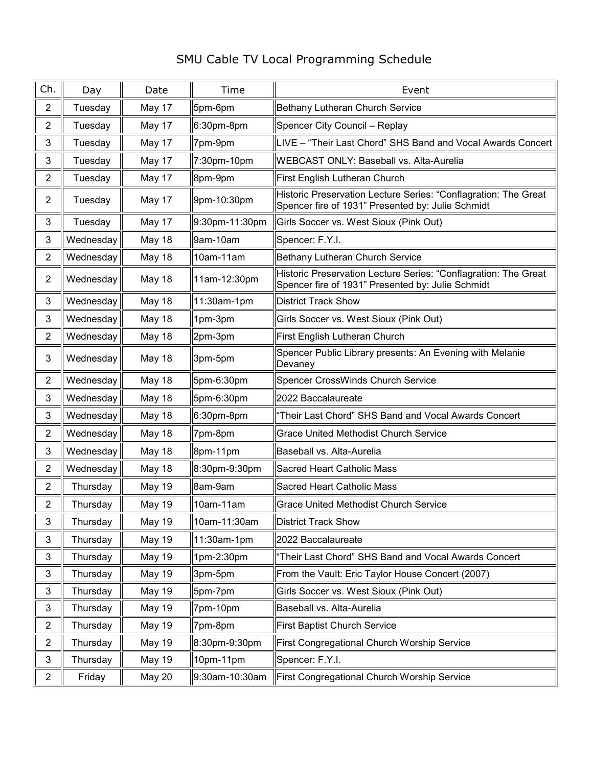# SMU Cable TV Local Programming Schedule

| Ch. | Day | Date | Time | Event |
|---|---|---|---|---|
| 2 | Tuesday | May 17 | 5pm-6pm | Bethany Lutheran Church Service |
| 2 | Tuesday | May 17 | 6:30pm-8pm | Spencer City Council – Replay |
| 3 | Tuesday | May 17 | 7pm-9pm | LIVE – "Their Last Chord" SHS Band and Vocal Awards Concert |
| 3 | Tuesday | May 17 | 7:30pm-10pm | WEBCAST ONLY: Baseball vs. Alta-Aurelia |
| 2 | Tuesday | May 17 | 8pm-9pm | First English Lutheran Church |
| 2 | Tuesday | May 17 | 9pm-10:30pm | Historic Preservation Lecture Series: "Conflagration: The Great Spencer fire of 1931" Presented by: Julie Schmidt |
| 3 | Tuesday | May 17 | 9:30pm-11:30pm | Girls Soccer vs. West Sioux (Pink Out) |
| 3 | Wednesday | May 18 | 9am-10am | Spencer: F.Y.I. |
| 2 | Wednesday | May 18 | 10am-11am | Bethany Lutheran Church Service |
| 2 | Wednesday | May 18 | 11am-12:30pm | Historic Preservation Lecture Series: "Conflagration: The Great Spencer fire of 1931" Presented by: Julie Schmidt |
| 3 | Wednesday | May 18 | 11:30am-1pm | District Track Show |
| 3 | Wednesday | May 18 | 1pm-3pm | Girls Soccer vs. West Sioux (Pink Out) |
| 2 | Wednesday | May 18 | 2pm-3pm | First English Lutheran Church |
| 3 | Wednesday | May 18 | 3pm-5pm | Spencer Public Library presents: An Evening with Melanie Devaney |
| 2 | Wednesday | May 18 | 5pm-6:30pm | Spencer CrossWinds Church Service |
| 3 | Wednesday | May 18 | 5pm-6:30pm | 2022 Baccalaureate |
| 3 | Wednesday | May 18 | 6:30pm-8pm | "Their Last Chord" SHS Band and Vocal Awards Concert |
| 2 | Wednesday | May 18 | 7pm-8pm | Grace United Methodist Church Service |
| 3 | Wednesday | May 18 | 8pm-11pm | Baseball vs. Alta-Aurelia |
| 2 | Wednesday | May 18 | 8:30pm-9:30pm | Sacred Heart Catholic Mass |
| 2 | Thursday | May 19 | 8am-9am | Sacred Heart Catholic Mass |
| 2 | Thursday | May 19 | 10am-11am | Grace United Methodist Church Service |
| 3 | Thursday | May 19 | 10am-11:30am | District Track Show |
| 3 | Thursday | May 19 | 11:30am-1pm | 2022 Baccalaureate |
| 3 | Thursday | May 19 | 1pm-2:30pm | "Their Last Chord" SHS Band and Vocal Awards Concert |
| 3 | Thursday | May 19 | 3pm-5pm | From the Vault: Eric Taylor House Concert (2007) |
| 3 | Thursday | May 19 | 5pm-7pm | Girls Soccer vs. West Sioux (Pink Out) |
| 3 | Thursday | May 19 | 7pm-10pm | Baseball vs. Alta-Aurelia |
| 2 | Thursday | May 19 | 7pm-8pm | First Baptist Church Service |
| 2 | Thursday | May 19 | 8:30pm-9:30pm | First Congregational Church Worship Service |
| 3 | Thursday | May 19 | 10pm-11pm | Spencer: F.Y.I. |
| 2 | Friday | May 20 | 9:30am-10:30am | First Congregational Church Worship Service |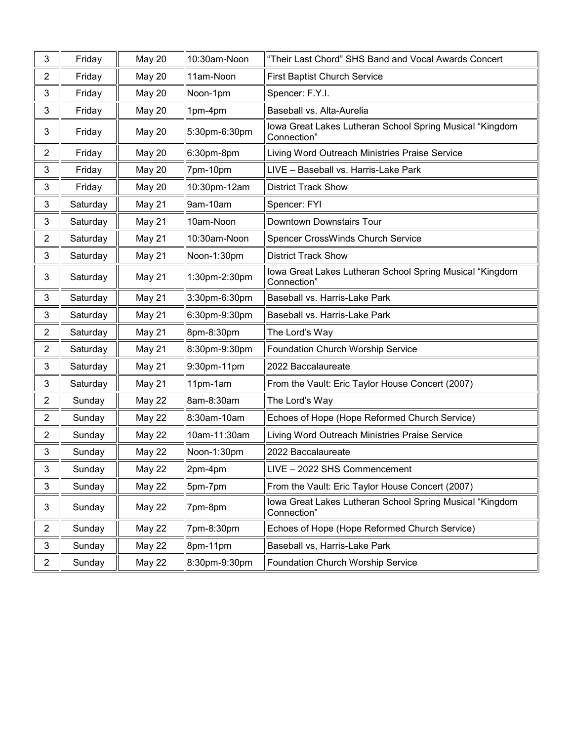| | | | | |
|---|---|---|---|---|
| 3 | Friday | May 20 | 10:30am-Noon | "Their Last Chord" SHS Band and Vocal Awards Concert |
| 2 | Friday | May 20 | 11am-Noon | First Baptist Church Service |
| 3 | Friday | May 20 | Noon-1pm | Spencer: F.Y.I. |
| 3 | Friday | May 20 | 1pm-4pm | Baseball vs. Alta-Aurelia |
| 3 | Friday | May 20 | 5:30pm-6:30pm | Iowa Great Lakes Lutheran School Spring Musical "Kingdom Connection" |
| 2 | Friday | May 20 | 6:30pm-8pm | Living Word Outreach Ministries Praise Service |
| 3 | Friday | May 20 | 7pm-10pm | LIVE – Baseball vs. Harris-Lake Park |
| 3 | Friday | May 20 | 10:30pm-12am | District Track Show |
| 3 | Saturday | May 21 | 9am-10am | Spencer: FYI |
| 3 | Saturday | May 21 | 10am-Noon | Downtown Downstairs Tour |
| 2 | Saturday | May 21 | 10:30am-Noon | Spencer CrossWinds Church Service |
| 3 | Saturday | May 21 | Noon-1:30pm | District Track Show |
| 3 | Saturday | May 21 | 1:30pm-2:30pm | Iowa Great Lakes Lutheran School Spring Musical "Kingdom Connection" |
| 3 | Saturday | May 21 | 3:30pm-6:30pm | Baseball vs. Harris-Lake Park |
| 3 | Saturday | May 21 | 6:30pm-9:30pm | Baseball vs. Harris-Lake Park |
| 2 | Saturday | May 21 | 8pm-8:30pm | The Lord's Way |
| 2 | Saturday | May 21 | 8:30pm-9:30pm | Foundation Church Worship Service |
| 3 | Saturday | May 21 | 9:30pm-11pm | 2022 Baccalaureate |
| 3 | Saturday | May 21 | 11pm-1am | From the Vault: Eric Taylor House Concert (2007) |
| 2 | Sunday | May 22 | 8am-8:30am | The Lord's Way |
| 2 | Sunday | May 22 | 8:30am-10am | Echoes of Hope (Hope Reformed Church Service) |
| 2 | Sunday | May 22 | 10am-11:30am | Living Word Outreach Ministries Praise Service |
| 3 | Sunday | May 22 | Noon-1:30pm | 2022 Baccalaureate |
| 3 | Sunday | May 22 | 2pm-4pm | LIVE – 2022 SHS Commencement |
| 3 | Sunday | May 22 | 5pm-7pm | From the Vault: Eric Taylor House Concert (2007) |
| 3 | Sunday | May 22 | 7pm-8pm | Iowa Great Lakes Lutheran School Spring Musical "Kingdom Connection" |
| 2 | Sunday | May 22 | 7pm-8:30pm | Echoes of Hope (Hope Reformed Church Service) |
| 3 | Sunday | May 22 | 8pm-11pm | Baseball vs, Harris-Lake Park |
| 2 | Sunday | May 22 | 8:30pm-9:30pm | Foundation Church Worship Service |